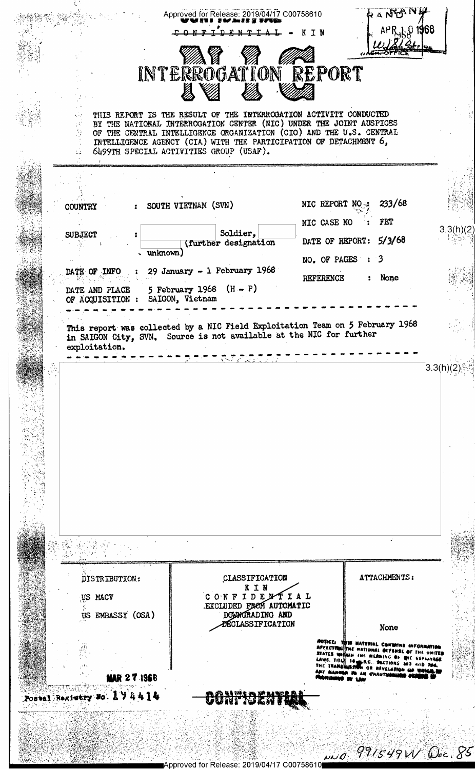Approved for Release: 2019/04/17 C00758610

CONFIDENTIAL - KIN

RANDANY
APR 10 1968
W8424
WASH. OFFICE

# NIC INTERROGATION REPORT

THIS REPORT IS THE RESULT OF THE INTERROGATION ACTIVITY CONDUCTED BY THE NATIONAL INTERROGATION CENTER (NIC) UNDER THE JOINT AUSPICES OF THE CENTRAL INTELLIGENCE ORGANIZATION (CIO) AND THE U.S. CENTRAL INTELLIGENCE AGENCY (CIA) WITH THE PARTICIPATION OF DETACHMENT 6, 6499TH SPECIAL ACTIVITIES GROUP (USAF).

| | | | |
|---|---|---|---|
| COUNTRY | : SOUTH VIETNAM (SVN) | NIC REPORT NO : | 233/68 |
| SUBJECT | : [redacted] Soldier, [redacted] (further designation unknown) | NIC CASE NO : | FET |
| | | DATE OF REPORT: | 5/3/68 |
| | | NO. OF PAGES : | 3 |
| DATE OF INFO | : 29 January - 1 February 1968 | REFERENCE : | None |
| DATE AND PLACE OF ACQUISITION : | 5 February 1968 (H - P) SAIGON, Vietnam | | |

3.3(h)(2)

This report was collected by a NIC Field Exploitation Team on 5 February 1968 in SAIGON City, SVN. Source is not available at the NIC for further exploitation.

[redacted] 3.3(h)(2)

| DISTRIBUTION: | CLASSIFICATION | ATTACHMENTS: |
|---|---|---|
| US MACV | KIN CONFIDENTIAL EXCLUDED FROM AUTOMATIC DOWNGRADING AND DECLASSIFICATION | None |
| US EMBASSY (OSA) | | |

NOTICE: THIS MATERIAL CONTAINS INFORMATION AFFECTING THE NATIONAL DEFENSE OF THE UNITED STATES WITHIN THE MEANING OF THE ESPIONAGE LAWS, TITLE 18, U.S.C. SECTIONS 793 AND 794, THE TRANSMISSION OR REVELATION OF WHICH IN ANY MANNER TO AN UNAUTHORIZED PERSON IS PROHIBITED BY LAW

MAR 27 1968

Postal Registry No. 174414

CONFIDENTIAL

NND 991549W Doc. 85

Approved for Release: 2019/04/17 C00758610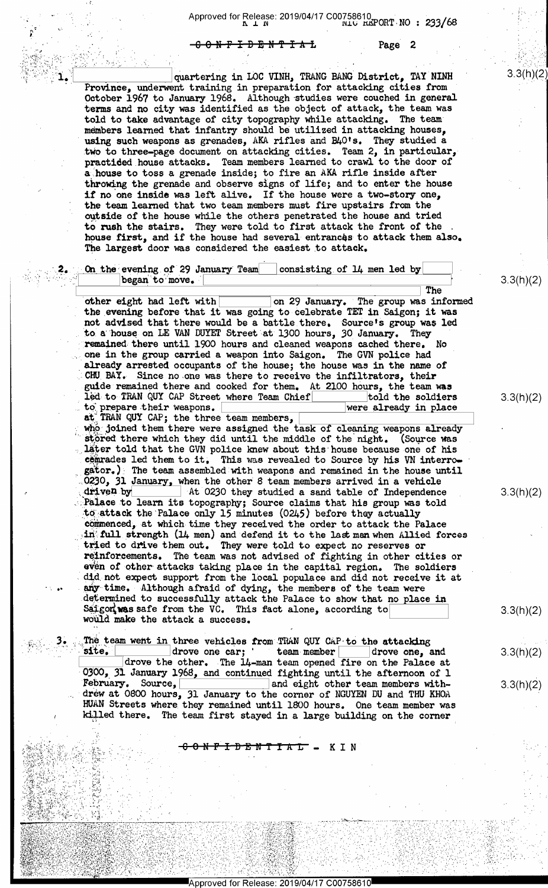CONFIDENTIAL

1. [redacted] quartering in LOC VINH, TRANG BANG District, TAY NINH Province, underwent training in preparation for attacking cities from October 1967 to January 1968. Although studies were couched in general terms and no city was identified as the object of attack, the team was told to take advantage of city topography while attacking. The team members learned that infantry should be utilized in attacking houses, using such weapons as grenades, AKA rifles and B40's. They studied a two to three-page document on attacking cities. Team 2, in particular, practiced house attacks. Team members learned to crawl to the door of a house to toss a grenade inside; to fire an AKA rifle inside after throwing the grenade and observe signs of life; and to enter the house if no one inside was left alive. If the house were a two-story one, the team learned that two team members must fire upstairs from the outside of the house while the others penetrated the house and tried to rush the stairs. They were told to first attack the front of the house first, and if the house had several entrances to attack them also. The largest door was considered the easiest to attack.

3.3(h)(2)

2. On the evening of 29 January Team [redacted] consisting of 14 men led by [redacted] began to move. [redacted] The other eight had left with [redacted] on 29 January. The group was informed the evening before that it was going to celebrate TET in Saigon; it was not advised that there would be a battle there. Source's group was led to a house on LE VAN DUYET Street at 1300 hours, 30 January. They remained there until 1900 hours and cleaned weapons cached there. No one in the group carried a weapon into Saigon. The GVN police had already arrested occupants of the house; the house was in the name of CHU BAY. Since no one was there to receive the infiltrators, their guide remained there and cooked for them. At 2100 hours, the team was led to TRAN QUY CAP Street where Team Chief [redacted] told the soldiers to prepare their weapons. [redacted] were already in place at TRAN QUY CAP; the three team members, [redacted] who joined them there were assigned the task of cleaning weapons already stored there which they did until the middle of the night. (Source was later told that the GVN police knew about this house because one of his comrades led them to it. This was revealed to Source by his VN interrogator.) The team assembled with weapons and remained in the house until 0230, 31 January, when the other 8 team members arrived in a vehicle driven by [redacted] At 0230 they studied a sand table of Independence Palace to learn its topography; Source claims that his group was told to attack the Palace only 15 minutes (0245) before they actually commenced, at which time they received the order to attack the Palace in full strength (14 men) and defend it to the last man when Allied forces tried to drive them out. They were told to expect no reserves or reinforcements. The team was not advised of fighting in other cities or even of other attacks taking place in the capital region. The soldiers did not expect support from the local populace and did not receive it at any time. Although afraid of dying, the members of the team were determined to successfully attack the Palace to show that no place in Saigon was safe from the VC. This fact alone, according to [redacted] would make the attack a success.

3.3(h)(2)

3.3(h)(2)

3.3(h)(2)

3.3(h)(2)

3. The team went in three vehicles from TRAN QUY CAP to the attacking site. [redacted] drove one car; team member [redacted] drove one, and [redacted] drove the other. The 14-man team opened fire on the Palace at 0300, 31 January 1968, and continued fighting until the afternoon of 1 February. Source, [redacted] and eight other team members withdrew at 0800 hours, 31 January to the corner of NGUYEN DU and THU KHOA HUAN Streets where they remained until 1800 hours. One team member was killed there. The team first stayed in a large building on the corner

3.3(h)(2)

3.3(h)(2)

CONFIDENTIAL - K I N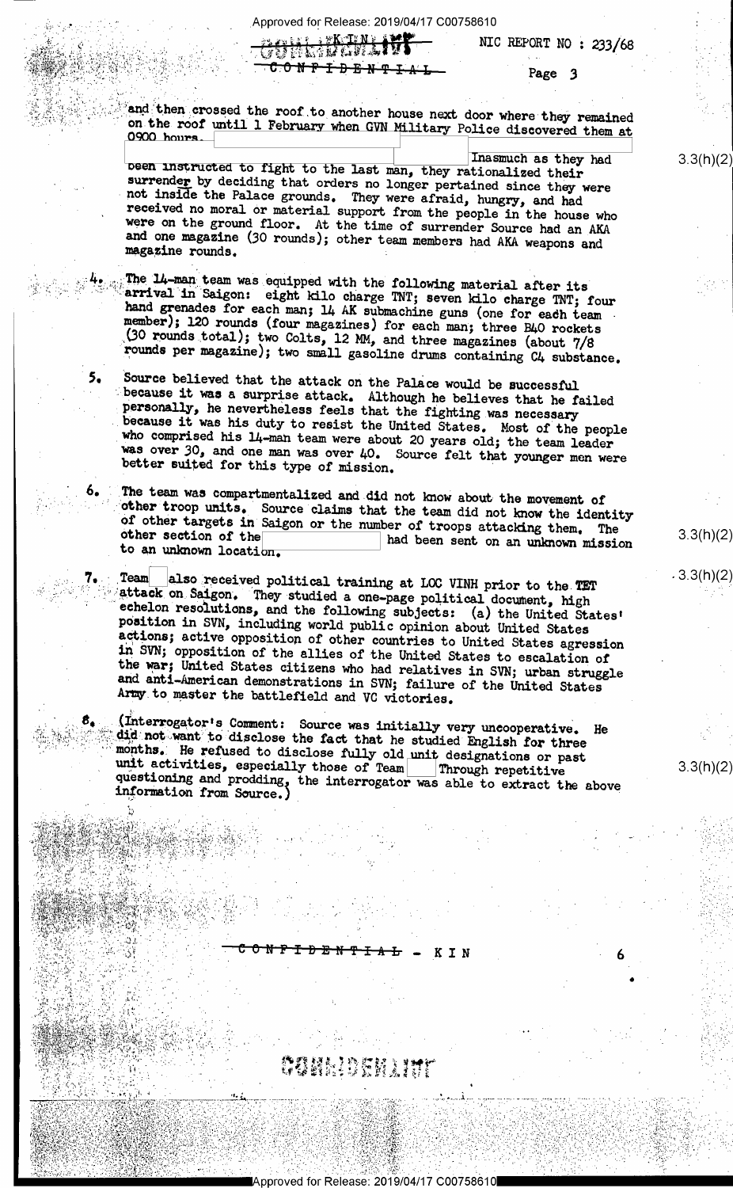and then crossed the roof to another house next door where they remained on the roof until 1 February when GVN Military Police discovered them at 0900 hours. Inasmuch as they had been instructed to fight to the last man, they rationalized their surrender by deciding that orders no longer pertained since they were not inside the Palace grounds. They were afraid, hungry, and had received no moral or material support from the people in the house who were on the ground floor. At the time of surrender Source had an AKA and one magazine (30 rounds); other team members had AKA weapons and magazine rounds.

3.3(h)(2)

4. The 14-man team was equipped with the following material after its arrival in Saigon: eight kilo charge TNT; seven kilo charge TNT; four hand grenades for each man; 14 AK submachine guns (one for each team member); 120 rounds (four magazines) for each man; three B40 rockets (30 rounds total); two Colts, 12 MM, and three magazines (about 7/8 rounds per magazine); two small gasoline drums containing C4 substance.

5. Source believed that the attack on the Palace would be successful because it was a surprise attack. Although he believes that he failed personally, he nevertheless feels that the fighting was necessary because it was his duty to resist the United States. Most of the people who comprised his 14-man team were about 20 years old; the team leader was over 30, and one man was over 40. Source felt that younger men were better suited for this type of mission.

6. The team was compartmentalized and did not know about the movement of other troop units. Source claims that the team did not know the identity of other targets in Saigon or the number of troops attacking them. The other section of the [redacted] had been sent on an unknown mission to an unknown location.

3.3(h)(2)

7. Team [redacted] also received political training at LOC VINH prior to the TET attack on Saigon. They studied a one-page political document, high echelon resolutions, and the following subjects: (a) the United States' position in SVN, including world public opinion about United States actions; active opposition of other countries to United States agression in SVN; opposition of the allies of the United States to escalation of the war; United States citizens who had relatives in SVN; urban struggle and anti-American demonstrations in SVN; failure of the United States Army to master the battlefield and VC victories.

3.3(h)(2)

8. (Interrogator's Comment: Source was initially very uncooperative. He did not want to disclose the fact that he studied English for three months. He refused to disclose fully old unit designations or past unit activities, especially those of Team [redacted] Through repetitive questioning and prodding, the interrogator was able to extract the above information from Source.)

3.3(h)(2)